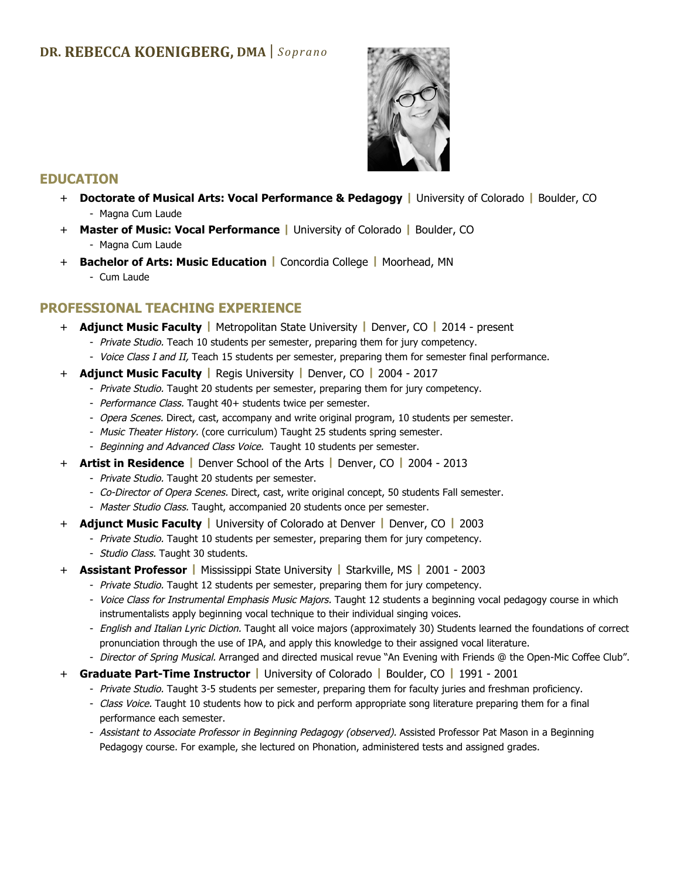# DR. REBECCA KOENIGBERG, DMA | *Soprano*

## EDUCATION

+ **Doctorate of Musical Arts: Vocal Performance & Pedagogy** | University of Colorado | Boulder, CO
  - Magna Cum Laude
+ **Master of Music: Vocal Performance** | University of Colorado | Boulder, CO
  - Magna Cum Laude
+ **Bachelor of Arts: Music Education** | Concordia College | Moorhead, MN
  - Cum Laude

## PROFESSIONAL TEACHING EXPERIENCE

+ **Adjunct Music Faculty** | Metropolitan State University | Denver, CO | 2014 - present
  - *Private Studio.* Teach 10 students per semester, preparing them for jury competency.
  - *Voice Class I and II,* Teach 15 students per semester, preparing them for semester final performance.
+ **Adjunct Music Faculty** | Regis University | Denver, CO | 2004 - 2017
  - *Private Studio.* Taught 20 students per semester, preparing them for jury competency.
  - *Performance Class.* Taught 40+ students twice per semester.
  - *Opera Scenes.* Direct, cast, accompany and write original program, 10 students per semester.
  - *Music Theater History.* (core curriculum) Taught 25 students spring semester.
  - *Beginning and Advanced Class Voice.* Taught 10 students per semester.
+ **Artist in Residence** | Denver School of the Arts | Denver, CO | 2004 - 2013
  - *Private Studio.* Taught 20 students per semester.
  - *Co-Director of Opera Scenes.* Direct, cast, write original concept, 50 students Fall semester.
  - *Master Studio Class.* Taught, accompanied 20 students once per semester.
+ **Adjunct Music Faculty** | University of Colorado at Denver | Denver, CO | 2003
  - *Private Studio.* Taught 10 students per semester, preparing them for jury competency.
  - *Studio Class.* Taught 30 students.
+ **Assistant Professor** | Mississippi State University | Starkville, MS | 2001 - 2003
  - *Private Studio.* Taught 12 students per semester, preparing them for jury competency.
  - *Voice Class for Instrumental Emphasis Music Majors.* Taught 12 students a beginning vocal pedagogy course in which instrumentalists apply beginning vocal technique to their individual singing voices.
  - *English and Italian Lyric Diction.* Taught all voice majors (approximately 30) Students learned the foundations of correct pronunciation through the use of IPA, and apply this knowledge to their assigned vocal literature.
  - *Director of Spring Musical.* Arranged and directed musical revue "An Evening with Friends @ the Open-Mic Coffee Club".
+ **Graduate Part-Time Instructor** | University of Colorado | Boulder, CO | 1991 - 2001
  - *Private Studio.* Taught 3-5 students per semester, preparing them for faculty juries and freshman proficiency.
  - *Class Voice.* Taught 10 students how to pick and perform appropriate song literature preparing them for a final performance each semester.
  - *Assistant to Associate Professor in Beginning Pedagogy (observed).* Assisted Professor Pat Mason in a Beginning Pedagogy course. For example, she lectured on Phonation, administered tests and assigned grades.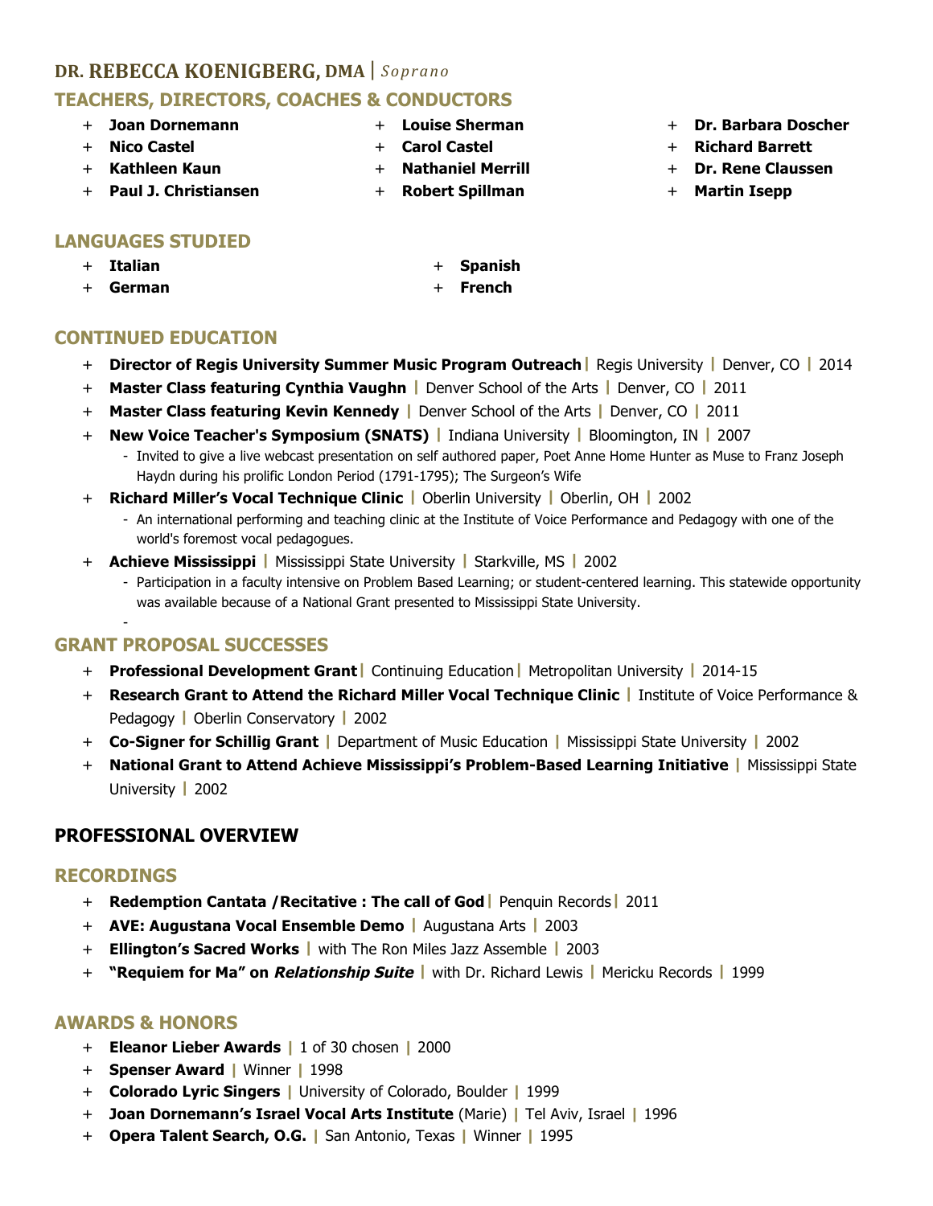## DR. REBECCA KOENIGBERG, DMA | *Soprano*

## TEACHERS, DIRECTORS, COACHES & CONDUCTORS

- **Joan Dornemann**
- **Nico Castel**
- **Kathleen Kaun**
- **Paul J. Christiansen**
- **Louise Sherman**
- **Carol Castel**
- **Nathaniel Merrill**
- **Robert Spillman**
- **Dr. Barbara Doscher**
- **Richard Barrett**
- **Dr. Rene Claussen**
- **Martin Isepp**

## LANGUAGES STUDIED

- **Italian**
- **German**
- **Spanish**
- **French**

## CONTINUED EDUCATION

- **Director of Regis University Summer Music Program Outreach** | Regis University | Denver, CO | 2014
- **Master Class featuring Cynthia Vaughn** | Denver School of the Arts | Denver, CO | 2011
- **Master Class featuring Kevin Kennedy** | Denver School of the Arts | Denver, CO | 2011
- **New Voice Teacher's Symposium (SNATS)** | Indiana University | Bloomington, IN | 2007
  - Invited to give a live webcast presentation on self authored paper, Poet Anne Home Hunter as Muse to Franz Joseph Haydn during his prolific London Period (1791-1795); The Surgeon's Wife
- **Richard Miller's Vocal Technique Clinic** | Oberlin University | Oberlin, OH | 2002
  - An international performing and teaching clinic at the Institute of Voice Performance and Pedagogy with one of the world's foremost vocal pedagogues.
- **Achieve Mississippi** | Mississippi State University | Starkville, MS | 2002
  - Participation in a faculty intensive on Problem Based Learning; or student-centered learning. This statewide opportunity was available because of a National Grant presented to Mississippi State University.
  -

## GRANT PROPOSAL SUCCESSES

- **Professional Development Grant** | Continuing Education | Metropolitan University | 2014-15
- **Research Grant to Attend the Richard Miller Vocal Technique Clinic** | Institute of Voice Performance & Pedagogy | Oberlin Conservatory | 2002
- **Co-Signer for Schillig Grant** | Department of Music Education | Mississippi State University | 2002
- **National Grant to Attend Achieve Mississippi's Problem-Based Learning Initiative** | Mississippi State University | 2002

## PROFESSIONAL OVERVIEW

## RECORDINGS

- **Redemption Cantata /Recitative : The call of God** | Penquin Records | 2011
- **AVE: Augustana Vocal Ensemble Demo** | Augustana Arts | 2003
- **Ellington's Sacred Works** | with The Ron Miles Jazz Assemble | 2003
- **"Requiem for Ma" on *Relationship Suite*** | with Dr. Richard Lewis | Mericku Records | 1999

## AWARDS & HONORS

- **Eleanor Lieber Awards** | 1 of 30 chosen | 2000
- **Spenser Award** | Winner | 1998
- **Colorado Lyric Singers** | University of Colorado, Boulder | 1999
- **Joan Dornemann's Israel Vocal Arts Institute** (Marie) | Tel Aviv, Israel | 1996
- **Opera Talent Search, O.G.** | San Antonio, Texas | Winner | 1995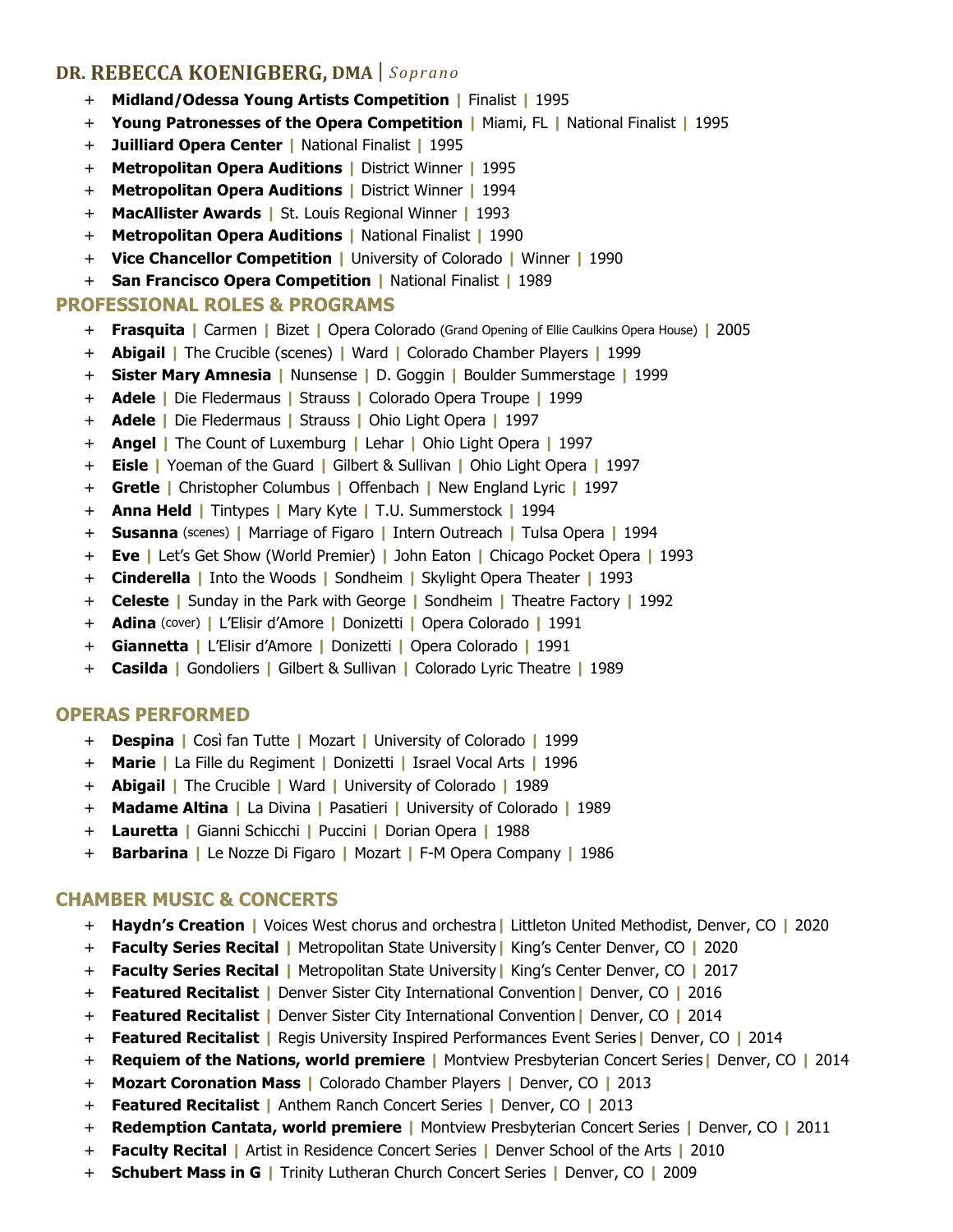## DR. REBECCA KOENIGBERG, DMA | *Soprano*

- **Midland/Odessa Young Artists Competition** | Finalist | 1995
- **Young Patronesses of the Opera Competition** | Miami, FL | National Finalist | 1995
- **Juilliard Opera Center** | National Finalist | 1995
- **Metropolitan Opera Auditions** | District Winner | 1995
- **Metropolitan Opera Auditions** | District Winner | 1994
- **MacAllister Awards** | St. Louis Regional Winner | 1993
- **Metropolitan Opera Auditions** | National Finalist | 1990
- **Vice Chancellor Competition** | University of Colorado | Winner | 1990
- **San Francisco Opera Competition** | National Finalist | 1989

## PROFESSIONAL ROLES & PROGRAMS

- **Frasquita** | Carmen | Bizet | Opera Colorado (Grand Opening of Ellie Caulkins Opera House) | 2005
- **Abigail** | The Crucible (scenes) | Ward | Colorado Chamber Players | 1999
- **Sister Mary Amnesia** | Nunsense | D. Goggin | Boulder Summerstage | 1999
- **Adele** | Die Fledermaus | Strauss | Colorado Opera Troupe | 1999
- **Adele** | Die Fledermaus | Strauss | Ohio Light Opera | 1997
- **Angel** | The Count of Luxemburg | Lehar | Ohio Light Opera | 1997
- **Eisle** | Yoeman of the Guard | Gilbert & Sullivan | Ohio Light Opera | 1997
- **Gretle** | Christopher Columbus | Offenbach | New England Lyric | 1997
- **Anna Held** | Tintypes | Mary Kyte | T.U. Summerstock | 1994
- **Susanna** (scenes) | Marriage of Figaro | Intern Outreach | Tulsa Opera | 1994
- **Eve** | Let's Get Show (World Premier) | John Eaton | Chicago Pocket Opera | 1993
- **Cinderella** | Into the Woods | Sondheim | Skylight Opera Theater | 1993
- **Celeste** | Sunday in the Park with George | Sondheim | Theatre Factory | 1992
- **Adina** (cover) | L'Elisir d'Amore | Donizetti | Opera Colorado | 1991
- **Giannetta** | L'Elisir d'Amore | Donizetti | Opera Colorado | 1991
- **Casilda** | Gondoliers | Gilbert & Sullivan | Colorado Lyric Theatre | 1989

## OPERAS PERFORMED

- **Despina** | Così fan Tutte | Mozart | University of Colorado | 1999
- **Marie** | La Fille du Regiment | Donizetti | Israel Vocal Arts | 1996
- **Abigail** | The Crucible | Ward | University of Colorado | 1989
- **Madame Altina** | La Divina | Pasatieri | University of Colorado | 1989
- **Lauretta** | Gianni Schicchi | Puccini | Dorian Opera | 1988
- **Barbarina** | Le Nozze Di Figaro | Mozart | F-M Opera Company | 1986

## CHAMBER MUSIC & CONCERTS

- **Haydn's Creation** | Voices West chorus and orchestra | Littleton United Methodist, Denver, CO | 2020
- **Faculty Series Recital** | Metropolitan State University | King's Center Denver, CO | 2020
- **Faculty Series Recital** | Metropolitan State University | King's Center Denver, CO | 2017
- **Featured Recitalist** | Denver Sister City International Convention | Denver, CO | 2016
- **Featured Recitalist** | Denver Sister City International Convention | Denver, CO | 2014
- **Featured Recitalist** | Regis University Inspired Performances Event Series | Denver, CO | 2014
- **Requiem of the Nations, world premiere** | Montview Presbyterian Concert Series | Denver, CO | 2014
- **Mozart Coronation Mass** | Colorado Chamber Players | Denver, CO | 2013
- **Featured Recitalist** | Anthem Ranch Concert Series | Denver, CO | 2013
- **Redemption Cantata, world premiere** | Montview Presbyterian Concert Series | Denver, CO | 2011
- **Faculty Recital** | Artist in Residence Concert Series | Denver School of the Arts | 2010
- **Schubert Mass in G** | Trinity Lutheran Church Concert Series | Denver, CO | 2009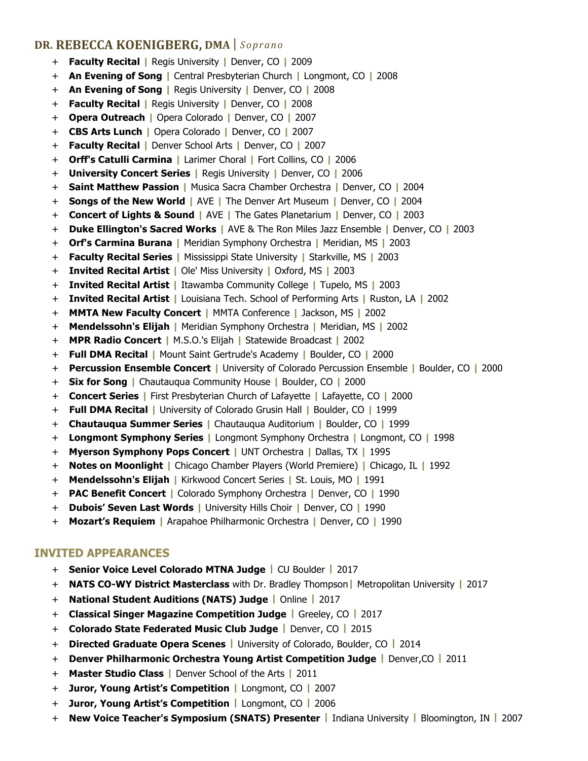## **DR. REBECCA KOENIGBERG, DMA** | *Soprano*

- **Faculty Recital** | Regis University | Denver, CO | 2009
- **An Evening of Song** | Central Presbyterian Church | Longmont, CO | 2008
- **An Evening of Song** | Regis University | Denver, CO | 2008
- **Faculty Recital** | Regis University | Denver, CO | 2008
- **Opera Outreach** | Opera Colorado | Denver, CO | 2007
- **CBS Arts Lunch** | Opera Colorado | Denver, CO | 2007
- **Faculty Recital** | Denver School Arts | Denver, CO | 2007
- **Orff's Catulli Carmina** | Larimer Choral | Fort Collins, CO | 2006
- **University Concert Series** | Regis University | Denver, CO | 2006
- **Saint Matthew Passion** | Musica Sacra Chamber Orchestra | Denver, CO | 2004
- **Songs of the New World** | AVE | The Denver Art Museum | Denver, CO | 2004
- **Concert of Lights & Sound** | AVE | The Gates Planetarium | Denver, CO | 2003
- **Duke Ellington's Sacred Works** | AVE & The Ron Miles Jazz Ensemble | Denver, CO | 2003
- **Orf's Carmina Burana** | Meridian Symphony Orchestra | Meridian, MS | 2003
- **Faculty Recital Series** | Mississippi State University | Starkville, MS | 2003
- **Invited Recital Artist** | Ole' Miss University | Oxford, MS | 2003
- **Invited Recital Artist** | Itawamba Community College | Tupelo, MS | 2003
- **Invited Recital Artist** | Louisiana Tech. School of Performing Arts | Ruston, LA | 2002
- **MMTA New Faculty Concert** | MMTA Conference | Jackson, MS | 2002
- **Mendelssohn's Elijah** | Meridian Symphony Orchestra | Meridian, MS | 2002
- **MPR Radio Concert** | M.S.O.'s Elijah | Statewide Broadcast | 2002
- **Full DMA Recital** | Mount Saint Gertrude's Academy | Boulder, CO | 2000
- **Percussion Ensemble Concert** | University of Colorado Percussion Ensemble | Boulder, CO | 2000
- **Six for Song** | Chautauqua Community House | Boulder, CO | 2000
- **Concert Series** | First Presbyterian Church of Lafayette | Lafayette, CO | 2000
- **Full DMA Recital** | University of Colorado Grusin Hall | Boulder, CO | 1999
- **Chautauqua Summer Series** | Chautauqua Auditorium | Boulder, CO | 1999
- **Longmont Symphony Series** | Longmont Symphony Orchestra | Longmont, CO | 1998
- **Myerson Symphony Pops Concert** | UNT Orchestra | Dallas, TX | 1995
- **Notes on Moonlight** | Chicago Chamber Players (World Premiere) | Chicago, IL | 1992
- **Mendelssohn's Elijah** | Kirkwood Concert Series | St. Louis, MO | 1991
- **PAC Benefit Concert** | Colorado Symphony Orchestra | Denver, CO | 1990
- **Dubois' Seven Last Words** | University Hills Choir | Denver, CO | 1990
- **Mozart's Requiem** | Arapahoe Philharmonic Orchestra | Denver, CO | 1990

## INVITED APPEARANCES

- **Senior Voice Level Colorado MTNA Judge** | CU Boulder | 2017
- **NATS CO-WY District Masterclass** with Dr. Bradley Thompson| Metropolitan University | 2017
- **National Student Auditions (NATS) Judge** | Online | 2017
- **Classical Singer Magazine Competition Judge** | Greeley, CO | 2017
- **Colorado State Federated Music Club Judge** | Denver, CO | 2015
- **Directed Graduate Opera Scenes** | University of Colorado, Boulder, CO | 2014
- **Denver Philharmonic Orchestra Young Artist Competition Judge** | Denver,CO | 2011
- **Master Studio Class** | Denver School of the Arts | 2011
- **Juror, Young Artist's Competition** | Longmont, CO | 2007
- **Juror, Young Artist's Competition** | Longmont, CO | 2006
- **New Voice Teacher's Symposium (SNATS) Presenter** | Indiana University | Bloomington, IN | 2007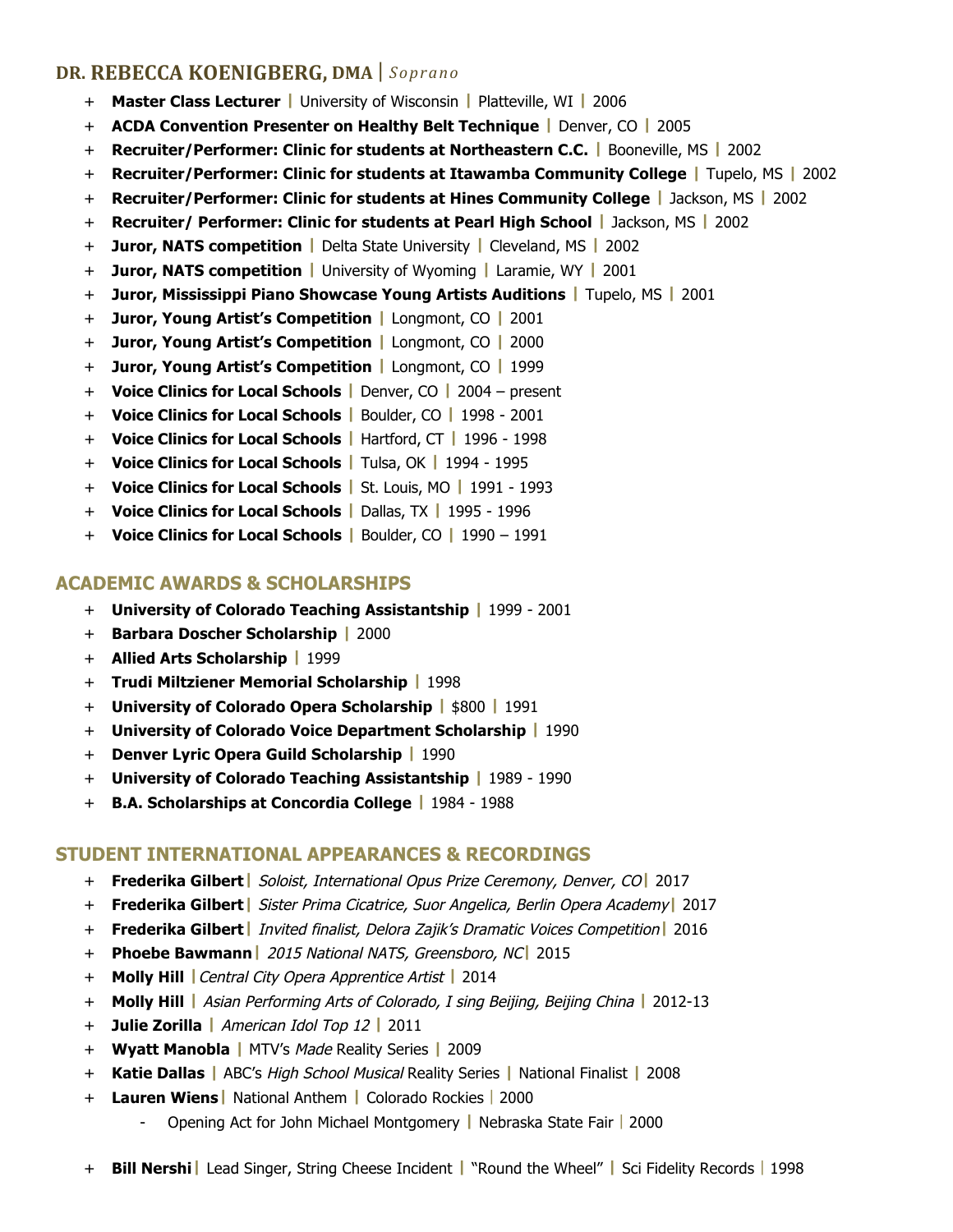## DR. REBECCA KOENIGBERG, DMA | *Soprano*

- **Master Class Lecturer** | University of Wisconsin | Platteville, WI | 2006
- **ACDA Convention Presenter on Healthy Belt Technique** | Denver, CO | 2005
- **Recruiter/Performer: Clinic for students at Northeastern C.C.** | Booneville, MS | 2002
- **Recruiter/Performer: Clinic for students at Itawamba Community College** | Tupelo, MS | 2002
- **Recruiter/Performer: Clinic for students at Hines Community College** | Jackson, MS | 2002
- **Recruiter/ Performer: Clinic for students at Pearl High School** | Jackson, MS | 2002
- **Juror, NATS competition** | Delta State University | Cleveland, MS | 2002
- **Juror, NATS competition** | University of Wyoming | Laramie, WY | 2001
- **Juror, Mississippi Piano Showcase Young Artists Auditions** | Tupelo, MS | 2001
- **Juror, Young Artist's Competition** | Longmont, CO | 2001
- **Juror, Young Artist's Competition** | Longmont, CO | 2000
- **Juror, Young Artist's Competition** | Longmont, CO | 1999
- **Voice Clinics for Local Schools** | Denver, CO | 2004 – present
- **Voice Clinics for Local Schools** | Boulder, CO | 1998 - 2001
- **Voice Clinics for Local Schools** | Hartford, CT | 1996 - 1998
- **Voice Clinics for Local Schools** | Tulsa, OK | 1994 - 1995
- **Voice Clinics for Local Schools** | St. Louis, MO | 1991 - 1993
- **Voice Clinics for Local Schools** | Dallas, TX | 1995 - 1996
- **Voice Clinics for Local Schools** | Boulder, CO | 1990 – 1991

## ACADEMIC AWARDS & SCHOLARSHIPS

- **University of Colorado Teaching Assistantship** | 1999 - 2001
- **Barbara Doscher Scholarship** | 2000
- **Allied Arts Scholarship** | 1999
- **Trudi Miltziener Memorial Scholarship** | 1998
- **University of Colorado Opera Scholarship** | $800 | 1991
- **University of Colorado Voice Department Scholarship** | 1990
- **Denver Lyric Opera Guild Scholarship** | 1990
- **University of Colorado Teaching Assistantship** | 1989 - 1990
- **B.A. Scholarships at Concordia College** | 1984 - 1988

## STUDENT INTERNATIONAL APPEARANCES & RECORDINGS

- **Frederika Gilbert** | *Soloist, International Opus Prize Ceremony, Denver, CO* | 2017
- **Frederika Gilbert** | *Sister Prima Cicatrice, Suor Angelica, Berlin Opera Academy* | 2017
- **Frederika Gilbert** | *Invited finalist, Delora Zajik's Dramatic Voices Competition* | 2016
- **Phoebe Bawmann** | *2015 National NATS, Greensboro, NC* | 2015
- **Molly Hill** | *Central City Opera Apprentice Artist* | 2014
- **Molly Hill** | *Asian Performing Arts of Colorado, I sing Beijing, Beijing China* | 2012-13
- **Julie Zorilla** | *American Idol Top 12* | 2011
- **Wyatt Manobla** | MTV's *Made* Reality Series | 2009
- **Katie Dallas** | ABC's *High School Musical* Reality Series | National Finalist | 2008
- **Lauren Wiens** | National Anthem | Colorado Rockies | 2000
  - Opening Act for John Michael Montgomery | Nebraska State Fair | 2000
- **Bill Nershi** | Lead Singer, String Cheese Incident | "Round the Wheel" | Sci Fidelity Records | 1998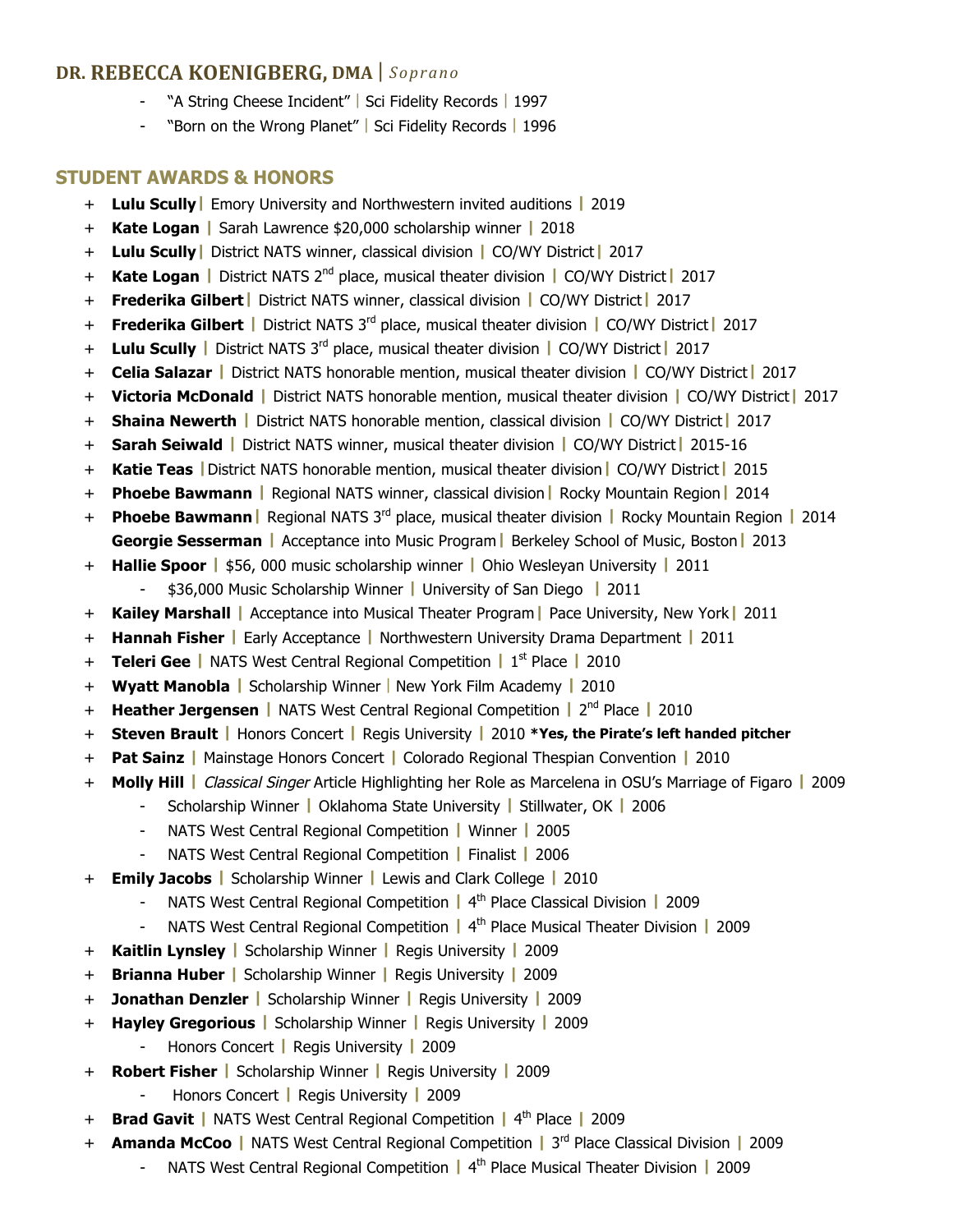**DR. REBECCA KOENIGBERG, DMA** | *Soprano*

- "A String Cheese Incident" | Sci Fidelity Records | 1997
- "Born on the Wrong Planet" | Sci Fidelity Records | 1996

## STUDENT AWARDS & HONORS

+ **Lulu Scully** | Emory University and Northwestern invited auditions | 2019
+ **Kate Logan** | Sarah Lawrence $20,000 scholarship winner | 2018
+ **Lulu Scully** | District NATS winner, classical division | CO/WY District | 2017
+ **Kate Logan** | District NATS 2nd place, musical theater division | CO/WY District | 2017
+ **Frederika Gilbert** | District NATS winner, classical division | CO/WY District | 2017
+ **Frederika Gilbert** | District NATS 3rd place, musical theater division | CO/WY District | 2017
+ **Lulu Scully** | District NATS 3rd place, musical theater division | CO/WY District | 2017
+ **Celia Salazar** | District NATS honorable mention, musical theater division | CO/WY District | 2017
+ **Victoria McDonald** | District NATS honorable mention, musical theater division | CO/WY District | 2017
+ **Shaina Newerth** | District NATS honorable mention, classical division | CO/WY District | 2017
+ **Sarah Seiwald** | District NATS winner, musical theater division | CO/WY District | 2015-16
+ **Katie Teas** | District NATS honorable mention, musical theater division | CO/WY District | 2015
+ **Phoebe Bawmann** | Regional NATS winner, classical division | Rocky Mountain Region | 2014
+ **Phoebe Bawmann** | Regional NATS 3rd place, musical theater division | Rocky Mountain Region | 2014
  **Georgie Sesserman** | Acceptance into Music Program | Berkeley School of Music, Boston | 2013
+ **Hallie Spoor** | $56, 000 music scholarship winner | Ohio Wesleyan University | 2011
  - $36,000 Music Scholarship Winner | University of San Diego | 2011
+ **Kailey Marshall** | Acceptance into Musical Theater Program | Pace University, New York | 2011
+ **Hannah Fisher** | Early Acceptance | Northwestern University Drama Department | 2011
+ **Teleri Gee** | NATS West Central Regional Competition | 1st Place | 2010
+ **Wyatt Manobla** | Scholarship Winner | New York Film Academy | 2010
+ **Heather Jergensen** | NATS West Central Regional Competition | 2nd Place | 2010
+ **Steven Brault** | Honors Concert | Regis University | 2010 ***Yes, the Pirate's left handed pitcher**
+ **Pat Sainz** | Mainstage Honors Concert | Colorado Regional Thespian Convention | 2010
+ **Molly Hill** | *Classical Singer* Article Highlighting her Role as Marcelena in OSU's Marriage of Figaro | 2009
  - Scholarship Winner | Oklahoma State University | Stillwater, OK | 2006
  - NATS West Central Regional Competition | Winner | 2005
  - NATS West Central Regional Competition | Finalist | 2006
+ **Emily Jacobs** | Scholarship Winner | Lewis and Clark College | 2010
  - NATS West Central Regional Competition | 4th Place Classical Division | 2009
  - NATS West Central Regional Competition | 4th Place Musical Theater Division | 2009
+ **Kaitlin Lynsley** | Scholarship Winner | Regis University | 2009
+ **Brianna Huber** | Scholarship Winner | Regis University | 2009
+ **Jonathan Denzler** | Scholarship Winner | Regis University | 2009
+ **Hayley Gregorious** | Scholarship Winner | Regis University | 2009
  - Honors Concert | Regis University | 2009
+ **Robert Fisher** | Scholarship Winner | Regis University | 2009
  - Honors Concert | Regis University | 2009
+ **Brad Gavit** | NATS West Central Regional Competition | 4th Place | 2009
+ **Amanda McCoo** | NATS West Central Regional Competition | 3rd Place Classical Division | 2009
  - NATS West Central Regional Competition | 4th Place Musical Theater Division | 2009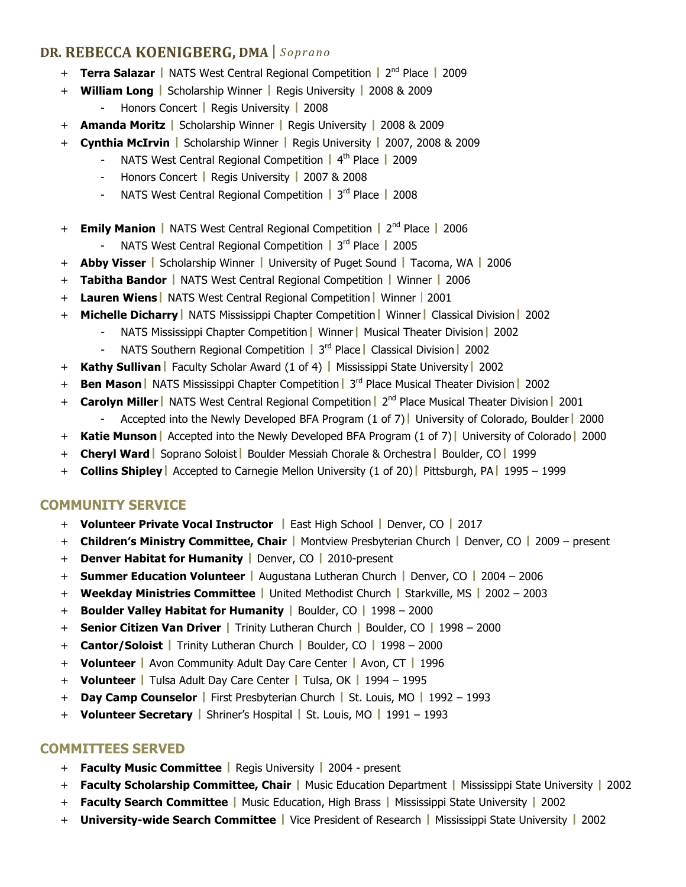## DR. REBECCA KOENIGBERG, DMA | *Soprano*

- **Terra Salazar** | NATS West Central Regional Competition | 2nd Place | 2009
- **William Long** | Scholarship Winner | Regis University | 2008 & 2009
    - Honors Concert | Regis University | 2008
- **Amanda Moritz** | Scholarship Winner | Regis University | 2008 & 2009
- **Cynthia McIrvin** | Scholarship Winner | Regis University | 2007, 2008 & 2009
    - NATS West Central Regional Competition | 4th Place | 2009
    - Honors Concert | Regis University | 2007 & 2008
    - NATS West Central Regional Competition | 3rd Place | 2008
- **Emily Manion** | NATS West Central Regional Competition | 2nd Place | 2006
    - NATS West Central Regional Competition | 3rd Place | 2005
- **Abby Visser** | Scholarship Winner | University of Puget Sound | Tacoma, WA | 2006
- **Tabitha Bandor** | NATS West Central Regional Competition | Winner | 2006
- **Lauren Wiens** | NATS West Central Regional Competition | Winner | 2001
- **Michelle Dicharry** | NATS Mississippi Chapter Competition | Winner | Classical Division | 2002
    - NATS Mississippi Chapter Competition | Winner | Musical Theater Division | 2002
    - NATS Southern Regional Competition | 3rd Place | Classical Division | 2002
- **Kathy Sullivan** | Faculty Scholar Award (1 of 4) | Mississippi State University | 2002
- **Ben Mason** | NATS Mississippi Chapter Competition | 3rd Place Musical Theater Division | 2002
- **Carolyn Miller** | NATS West Central Regional Competition | 2nd Place Musical Theater Division | 2001
    - Accepted into the Newly Developed BFA Program (1 of 7) | University of Colorado, Boulder | 2000
- **Katie Munson** | Accepted into the Newly Developed BFA Program (1 of 7) | University of Colorado | 2000
- **Cheryl Ward** | Soprano Soloist | Boulder Messiah Chorale & Orchestra | Boulder, CO | 1999
- **Collins Shipley** | Accepted to Carnegie Mellon University (1 of 20) | Pittsburgh, PA | 1995 – 1999

## COMMUNITY SERVICE

- **Volunteer Private Vocal Instructor** | East High School | Denver, CO | 2017
- **Children's Ministry Committee, Chair** | Montview Presbyterian Church | Denver, CO | 2009 – present
- **Denver Habitat for Humanity** | Denver, CO | 2010-present
- **Summer Education Volunteer** | Augustana Lutheran Church | Denver, CO | 2004 – 2006
- **Weekday Ministries Committee** | United Methodist Church | Starkville, MS | 2002 – 2003
- **Boulder Valley Habitat for Humanity** | Boulder, CO | 1998 – 2000
- **Senior Citizen Van Driver** | Trinity Lutheran Church | Boulder, CO | 1998 – 2000
- **Cantor/Soloist** | Trinity Lutheran Church | Boulder, CO | 1998 – 2000
- **Volunteer** | Avon Community Adult Day Care Center | Avon, CT | 1996
- **Volunteer** | Tulsa Adult Day Care Center | Tulsa, OK | 1994 – 1995
- **Day Camp Counselor** | First Presbyterian Church | St. Louis, MO | 1992 – 1993
- **Volunteer Secretary** | Shriner's Hospital | St. Louis, MO | 1991 – 1993

## COMMITTEES SERVED

- **Faculty Music Committee** | Regis University | 2004 - present
- **Faculty Scholarship Committee, Chair** | Music Education Department | Mississippi State University | 2002
- **Faculty Search Committee** | Music Education, High Brass | Mississippi State University | 2002
- **University-wide Search Committee** | Vice President of Research | Mississippi State University | 2002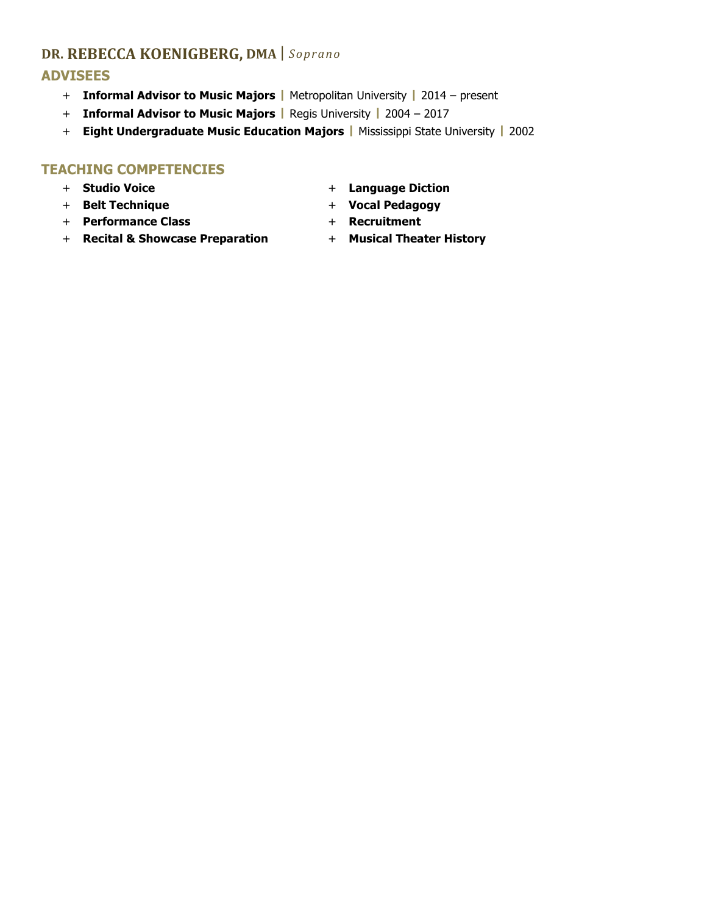**DR. REBECCA KOENIGBERG, DMA** | *Soprano*

## ADVISEES

+ **Informal Advisor to Music Majors** | Metropolitan University | 2014 – present
+ **Informal Advisor to Music Majors** | Regis University | 2004 – 2017
+ **Eight Undergraduate Music Education Majors** | Mississippi State University | 2002

## TEACHING COMPETENCIES

+ **Studio Voice**
+ **Belt Technique**
+ **Performance Class**
+ **Recital & Showcase Preparation**
+ **Language Diction**
+ **Vocal Pedagogy**
+ **Recruitment**
+ **Musical Theater History**